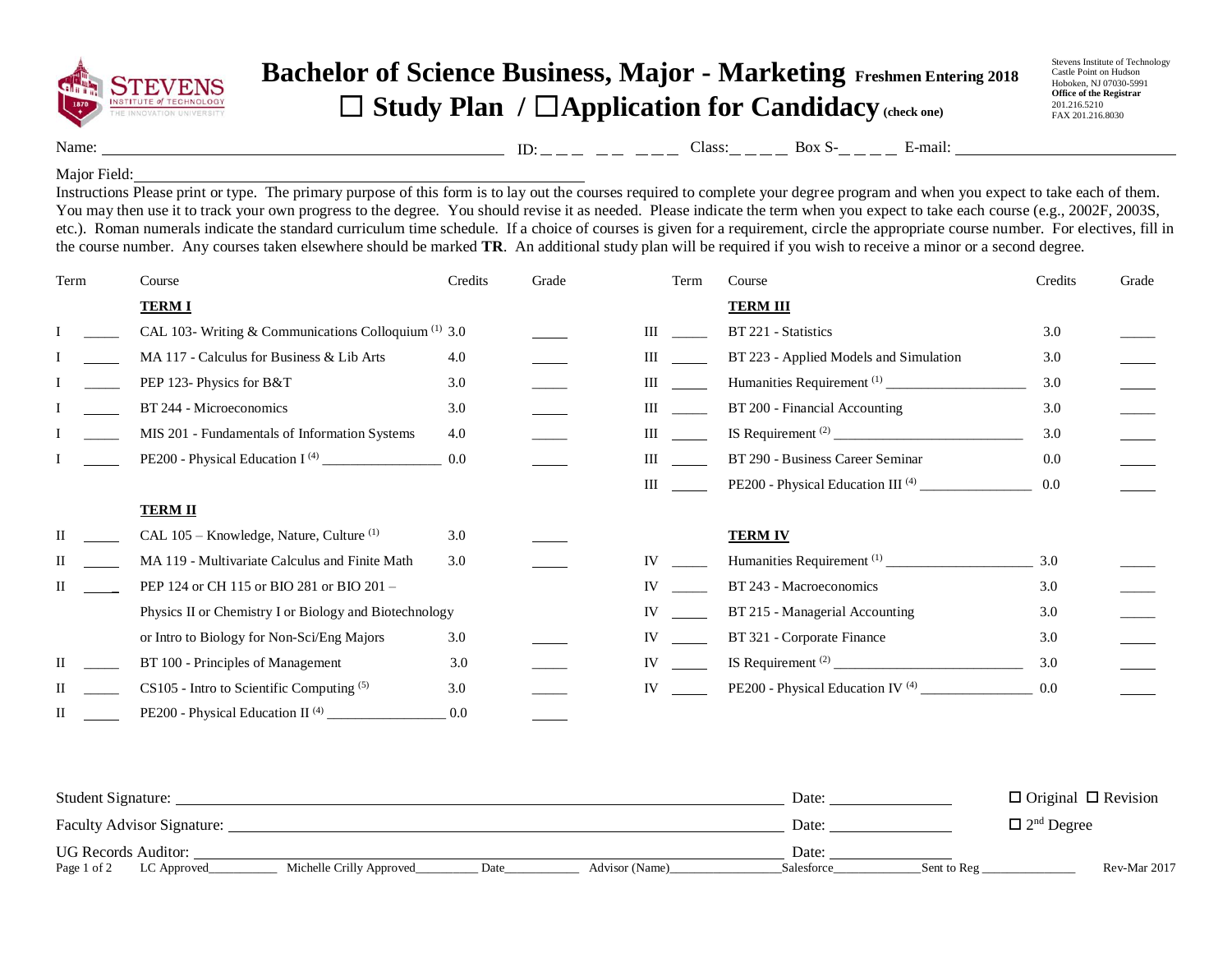# Bachelor of Science Business, Major - Marketing **Freshmen Entering 2018**

## ☐ Study Plan / ☐Application for Candidacy (check one)

Stevens Institute of Technology
Castle Point on Hudson
Hoboken, NJ 07030-5991
**Office of the Registrar**
201.216.5210
FAX 201.216.8030

Name: ______________________ ID: _ _ _ _ _ _ _ _ Class: _ _ _ _ Box S- _ _ _ _ E-mail: ______________________

Major Field: ______________________

Instructions Please print or type. The primary purpose of this form is to lay out the courses required to complete your degree program and when you expect to take each of them. You may then use it to track your own progress to the degree. You should revise it as needed. Please indicate the term when you expect to take each course (e.g., 2002F, 2003S, etc.). Roman numerals indicate the standard curriculum time schedule. If a choice of courses is given for a requirement, circle the appropriate course number. For electives, fill in the course number. Any courses taken elsewhere should be marked **TR**. An additional study plan will be required if you wish to receive a minor or a second degree.

| Term | | Course | Credits | Grade |
|---|---|---|---|---|
| | | **TERM I** | | |
| I | _____ | CAL 103- Writing & Communications Colloquium [1] | 3.0 | _____ |
| I | _____ | MA 117 - Calculus for Business & Lib Arts | 4.0 | _____ |
| I | _____ | PEP 123- Physics for B&T | 3.0 | _____ |
| I | _____ | BT 244 - Microeconomics | 3.0 | _____ |
| I | _____ | MIS 201 - Fundamentals of Information Systems | 4.0 | _____ |
| I | _____ | PE200 - Physical Education I [4] ________________ | 0.0 | _____ |
| | | **TERM II** | | |
| II | _____ | CAL 105 – Knowledge, Nature, Culture [1] | 3.0 | _____ |
| II | _____ | MA 119 - Multivariate Calculus and Finite Math | 3.0 | _____ |
| II | _____ | PEP 124 or CH 115 or BIO 281 or BIO 201 – Physics II or Chemistry I or Biology and Biotechnology or Intro to Biology for Non-Sci/Eng Majors | 3.0 | _____ |
| II | _____ | BT 100 - Principles of Management | 3.0 | _____ |
| II | _____ | CS105 - Intro to Scientific Computing [5] | 3.0 | _____ |
| II | _____ | PE200 - Physical Education II [4] ________________ | 0.0 | _____ |
| | | **TERM III** | | |
| III | _____ | BT 221 - Statistics | 3.0 | _____ |
| III | _____ | BT 223 - Applied Models and Simulation | 3.0 | _____ |
| III | _____ | Humanities Requirement [1] ____________________ | 3.0 | _____ |
| III | _____ | BT 200 - Financial Accounting | 3.0 | _____ |
| III | _____ | IS Requirement [2] __________________________ | 3.0 | _____ |
| III | _____ | BT 290 - Business Career Seminar | 0.0 | _____ |
| III | _____ | PE200 - Physical Education III [4] _______________ | 0.0 | _____ |
| | | **TERM IV** | | |
| IV | _____ | Humanities Requirement [1] _____________________ | 3.0 | _____ |
| IV | _____ | BT 243 - Macroeconomics | 3.0 | _____ |
| IV | _____ | BT 215 - Managerial Accounting | 3.0 | _____ |
| IV | _____ | BT 321 - Corporate Finance | 3.0 | _____ |
| IV | _____ | IS Requirement [2] __________________________ | 3.0 | _____ |
| IV | _____ | PE200 - Physical Education IV [4] _______________ | 0.0 | _____ |

Student Signature: ______________________________ Date: ______________ ☐ Original ☐ Revision

Faculty Advisor Signature: ______________________________ Date: ______________ ☐ 2nd Degree

UG Records Auditor: ______________________________ Date: ______________

LC Approved__________ Michelle Crilly Approved_________ Date___________ Advisor (Name)________________ Salesforce_____________ Sent to Reg ______________ Rev-Mar 2017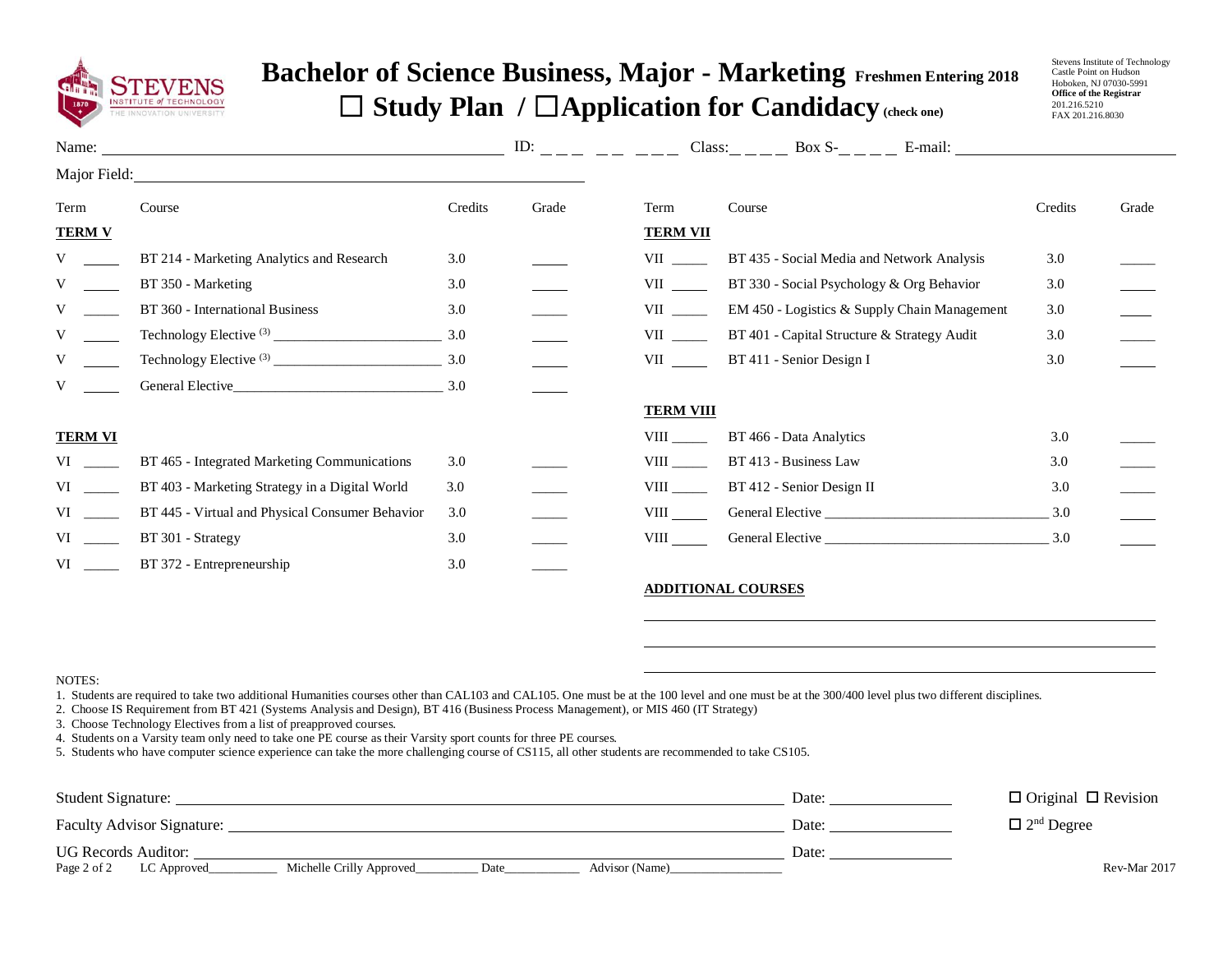# Bachelor of Science Business, Major - Marketing Freshmen Entering 2018

## ☐ Study Plan / ☐ Application for Candidacy (check one)

Stevens Institute of Technology
Castle Point on Hudson
Hoboken, NJ 07030-5991
**Office of the Registrar**
201.216.5210
FAX 201.216.8030

Name: ______________________ ID: _ _ _ _ _ _ _ _ Class: _ _ _ _ Box S- _ _ _ _ E-mail: ______________________

Major Field: ______________________

| Term | Course | Credits | Grade |
|---|---|---|---|
| **TERM V** | | | |
| V _____ | BT 214 - Marketing Analytics and Research | 3.0 | _____ |
| V _____ | BT 350 - Marketing | 3.0 | _____ |
| V _____ | BT 360 - International Business | 3.0 | _____ |
| V _____ | Technology Elective [3] ______________________ | 3.0 | _____ |
| V _____ | Technology Elective [3] ______________________ | 3.0 | _____ |
| V _____ | General Elective______________________ | 3.0 | _____ |
| **TERM VI** | | | |
| VI _____ | BT 465 - Integrated Marketing Communications | 3.0 | _____ |
| VI _____ | BT 403 - Marketing Strategy in a Digital World | 3.0 | _____ |
| VI _____ | BT 445 - Virtual and Physical Consumer Behavior | 3.0 | _____ |
| VI _____ | BT 301 - Strategy | 3.0 | _____ |
| VI _____ | BT 372 - Entrepreneurship | 3.0 | _____ |

| Term | Course | Credits | Grade |
|---|---|---|---|
| **TERM VII** | | | |
| VII _____ | BT 435 - Social Media and Network Analysis | 3.0 | _____ |
| VII _____ | BT 330 - Social Psychology & Org Behavior | 3.0 | _____ |
| VII _____ | EM 450 - Logistics & Supply Chain Management | 3.0 | _____ |
| VII _____ | BT 401 - Capital Structure & Strategy Audit | 3.0 | _____ |
| VII _____ | BT 411 - Senior Design I | 3.0 | _____ |
| **TERM VIII** | | | |
| VIII _____ | BT 466 - Data Analytics | 3.0 | _____ |
| VIII _____ | BT 413 - Business Law | 3.0 | _____ |
| VIII _____ | BT 412 - Senior Design II | 3.0 | _____ |
| VIII _____ | General Elective ______________________ | 3.0 | _____ |
| VIII _____ | General Elective ______________________ | 3.0 | _____ |

**ADDITIONAL COURSES**

______________________________________________

______________________________________________

______________________________________________

NOTES:

1. Students are required to take two additional Humanities courses other than CAL103 and CAL105. One must be at the 100 level and one must be at the 300/400 level plus two different disciplines.
2. Choose IS Requirement from BT 421 (Systems Analysis and Design), BT 416 (Business Process Management), or MIS 460 (IT Strategy)
3. Choose Technology Electives from a list of preapproved courses.
4. Students on a Varsity team only need to take one PE course as their Varsity sport counts for three PE courses.
5. Students who have computer science experience can take the more challenging course of CS115, all other students are recommended to take CS105.

Student Signature: ______________________ Date: __________ ☐ Original ☐ Revision

Faculty Advisor Signature: ______________________ Date: __________ ☐ 2nd Degree

UG Records Auditor: ______________________ Date: __________

LC Approved__________ Michelle Crilly Approved__________ Date__________ Advisor (Name)__________

Rev-Mar 2017